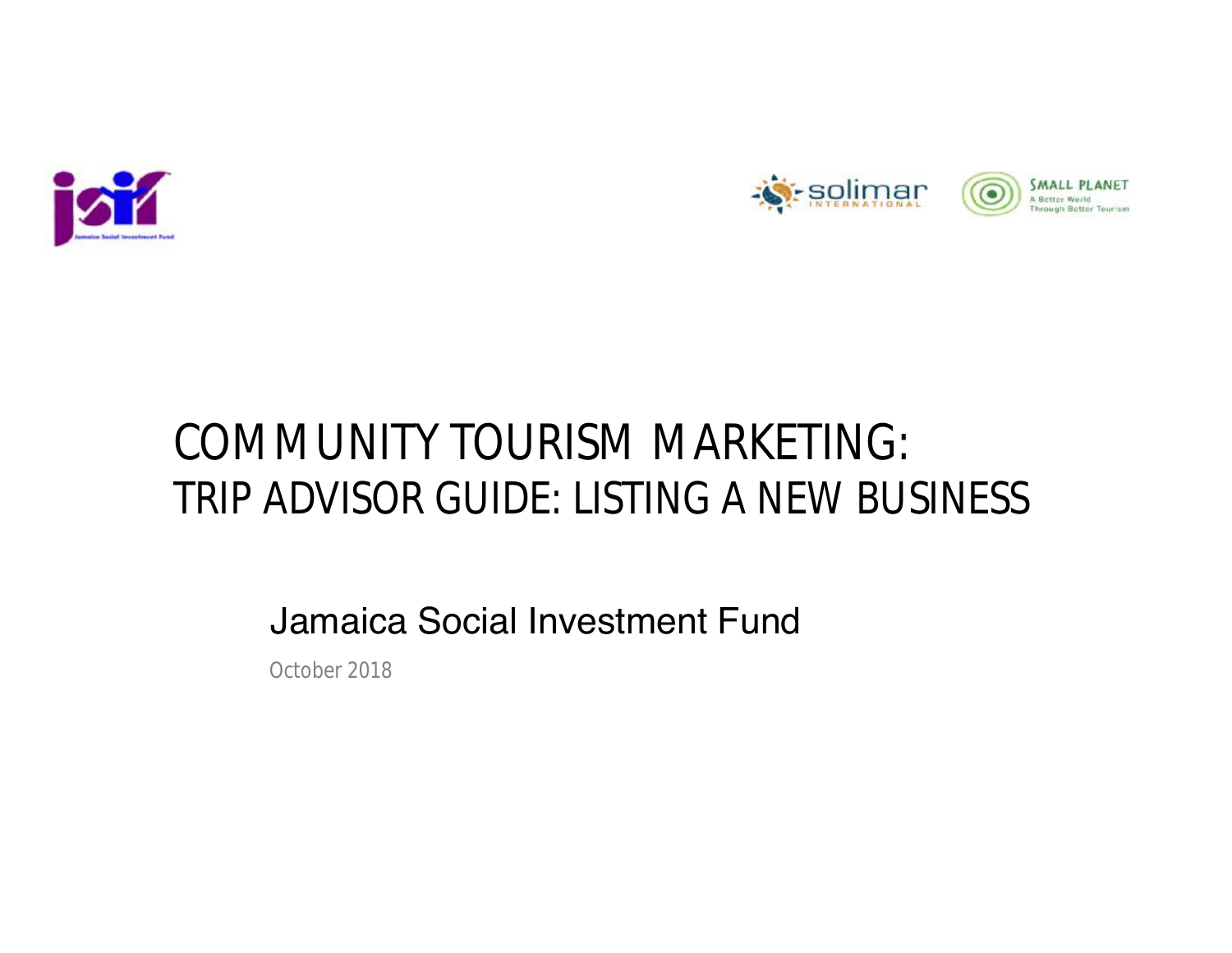# COMMUNITY TOURISM MARKETING:
## TRIP ADVISOR GUIDE: LISTING A NEW BUSINESS

Jamaica Social Investment Fund

October 2018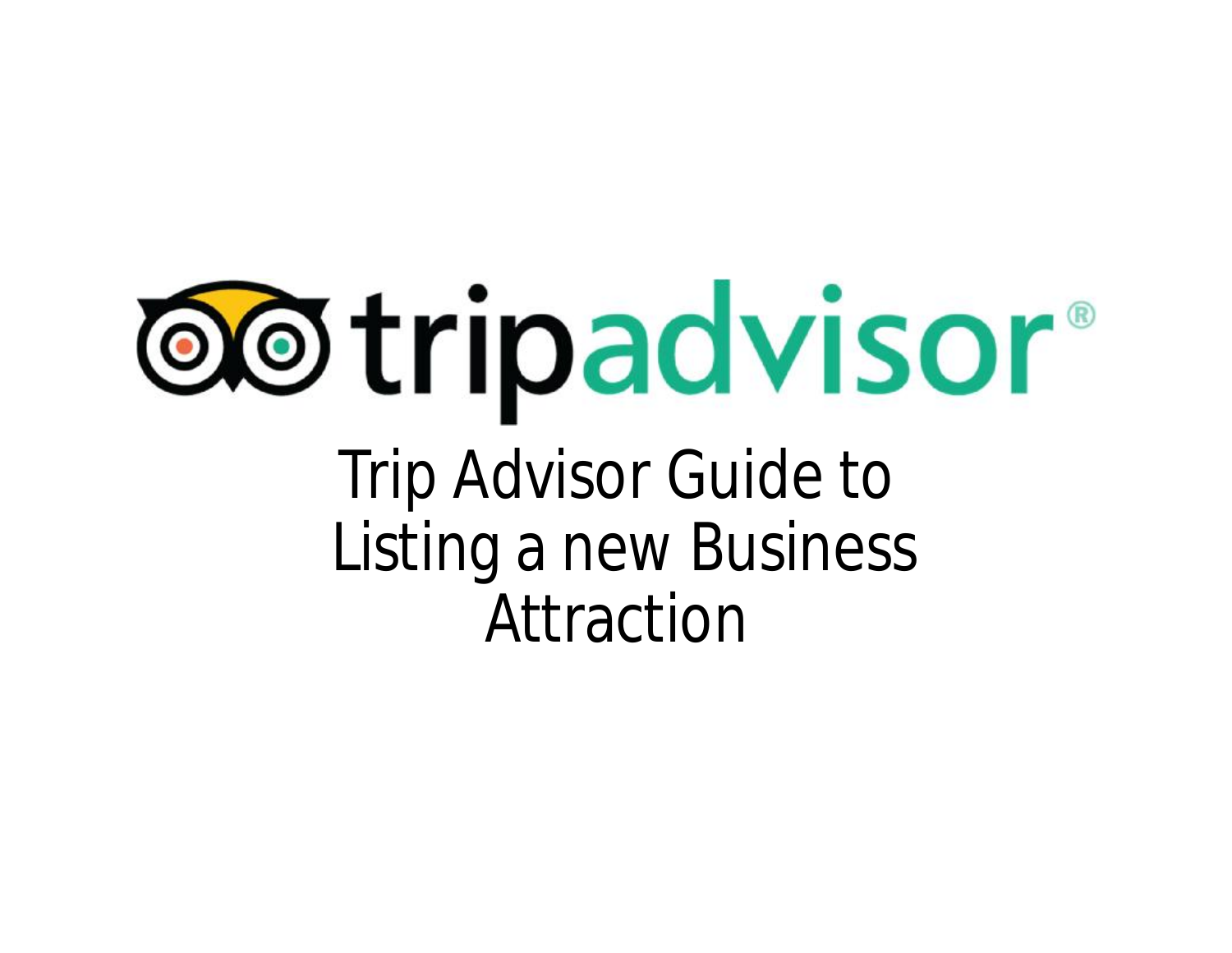# tripadvisor®

# Trip Advisor Guide to Listing a new Business Attraction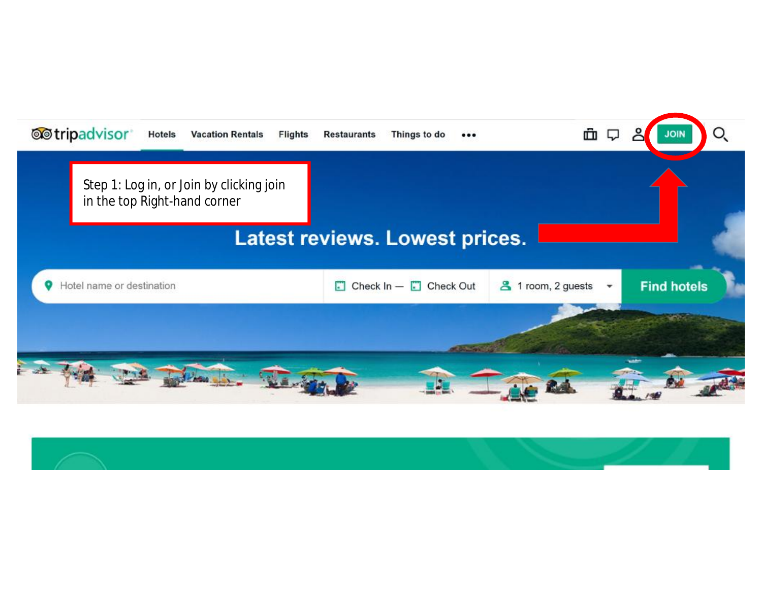Step 1: Log in, or Join by clicking join in the top Right-hand corner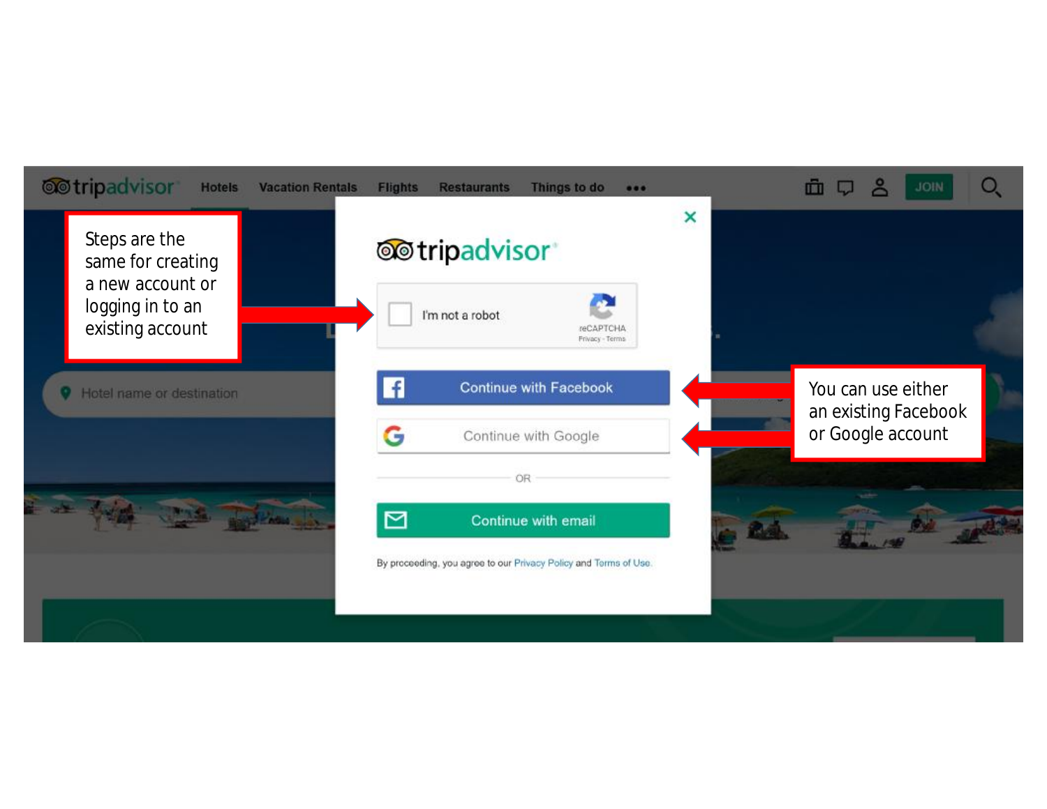Steps are the same for creating a new account or logging in to an existing account

tripadvisor

Hotels | Vacation Rentals | Flights | Restaurants | Things to do | JOIN

I'm not a robot

reCAPTCHA
Privacy - Terms

Continue with Facebook

Continue with Google

OR

Continue with email

By proceeding, you agree to our Privacy Policy and Terms of Use.

You can use either an existing Facebook or Google account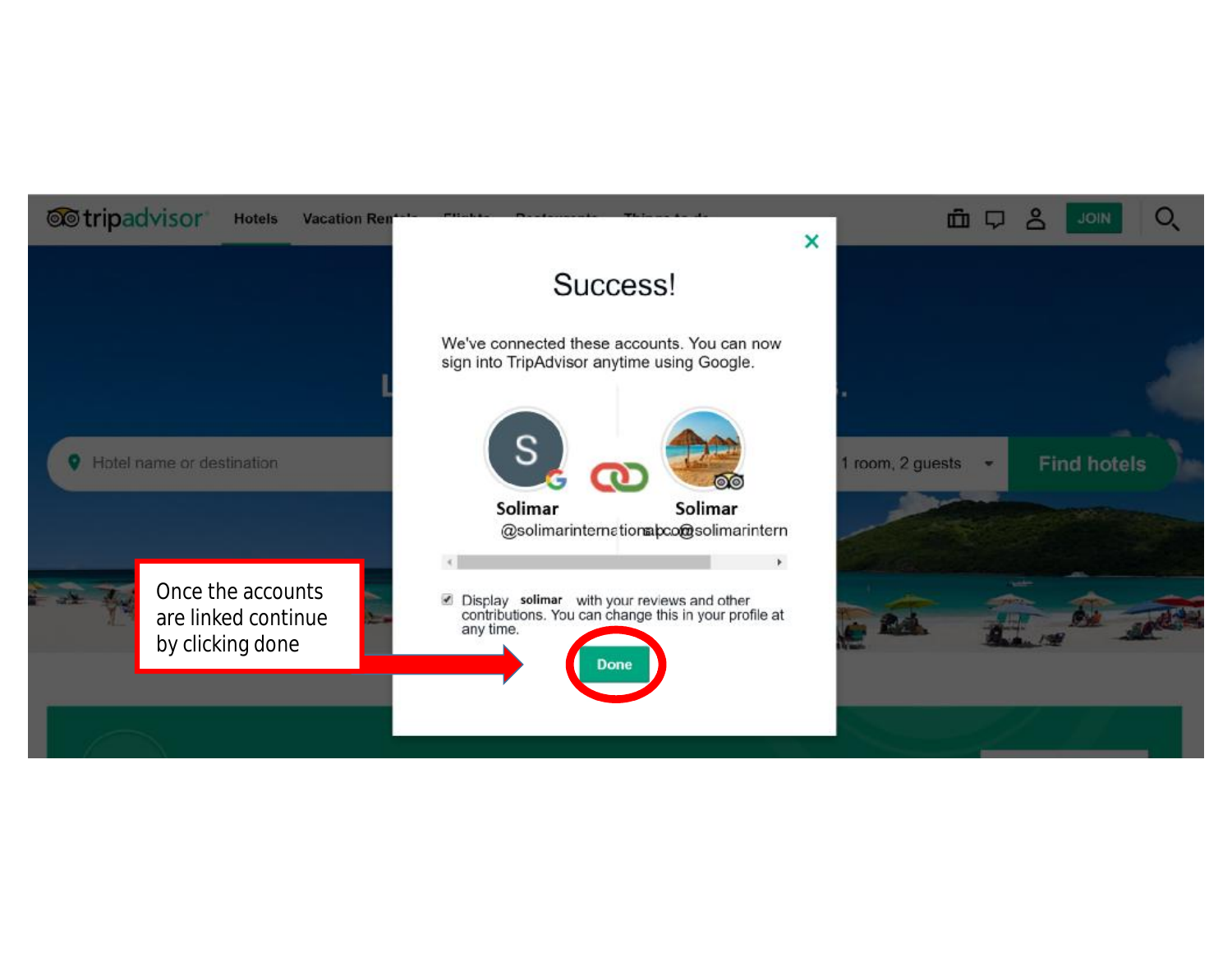Success!

We've connected these accounts. You can now sign into TripAdvisor anytime using Google.

Solimar @solimarinternational.com

Solimar @solimarintern

Display solimar with your reviews and other contributions. You can change this in your profile at any time.

Done

Once the accounts are linked continue by clicking done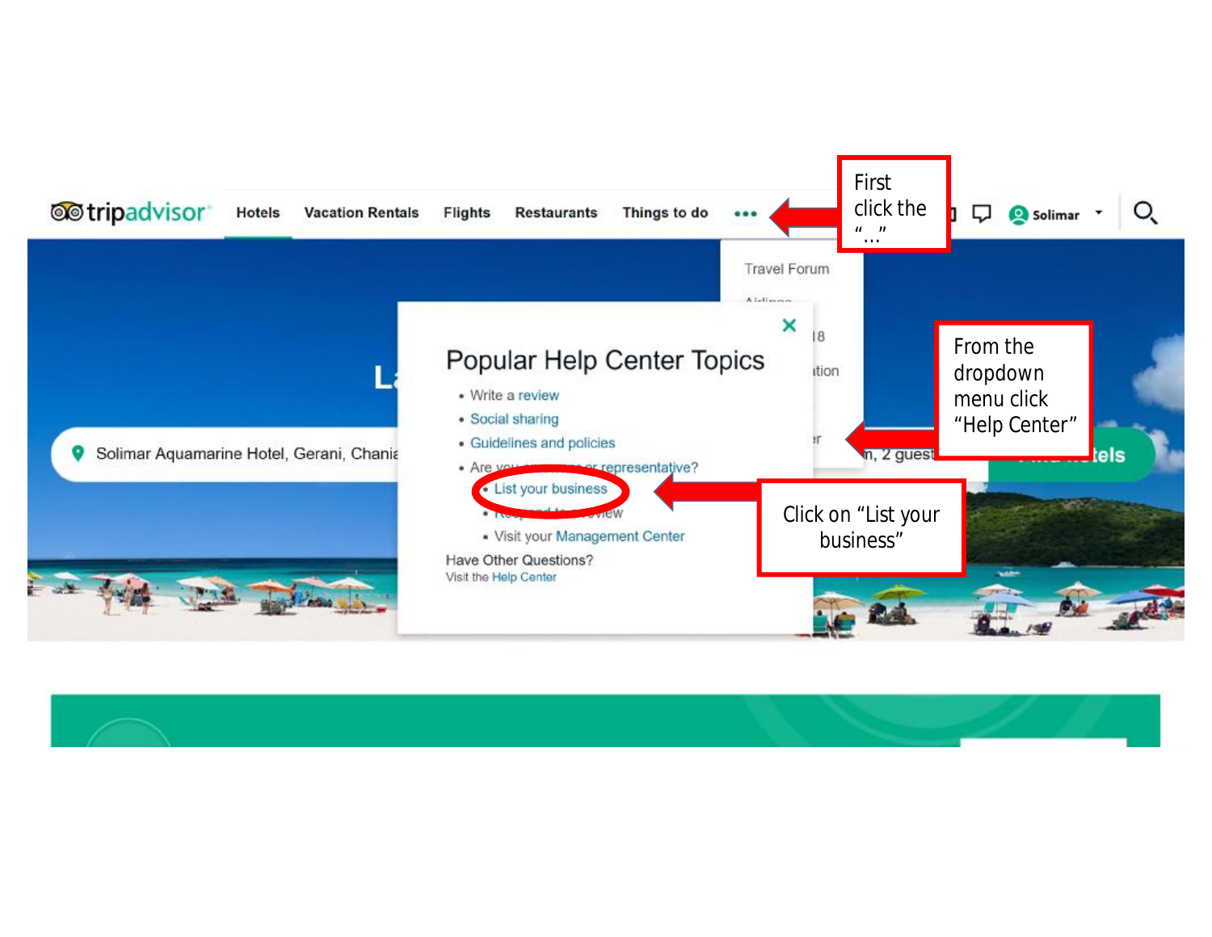First click the "…"

From the dropdown menu click "Help Center"

Click on "List your business"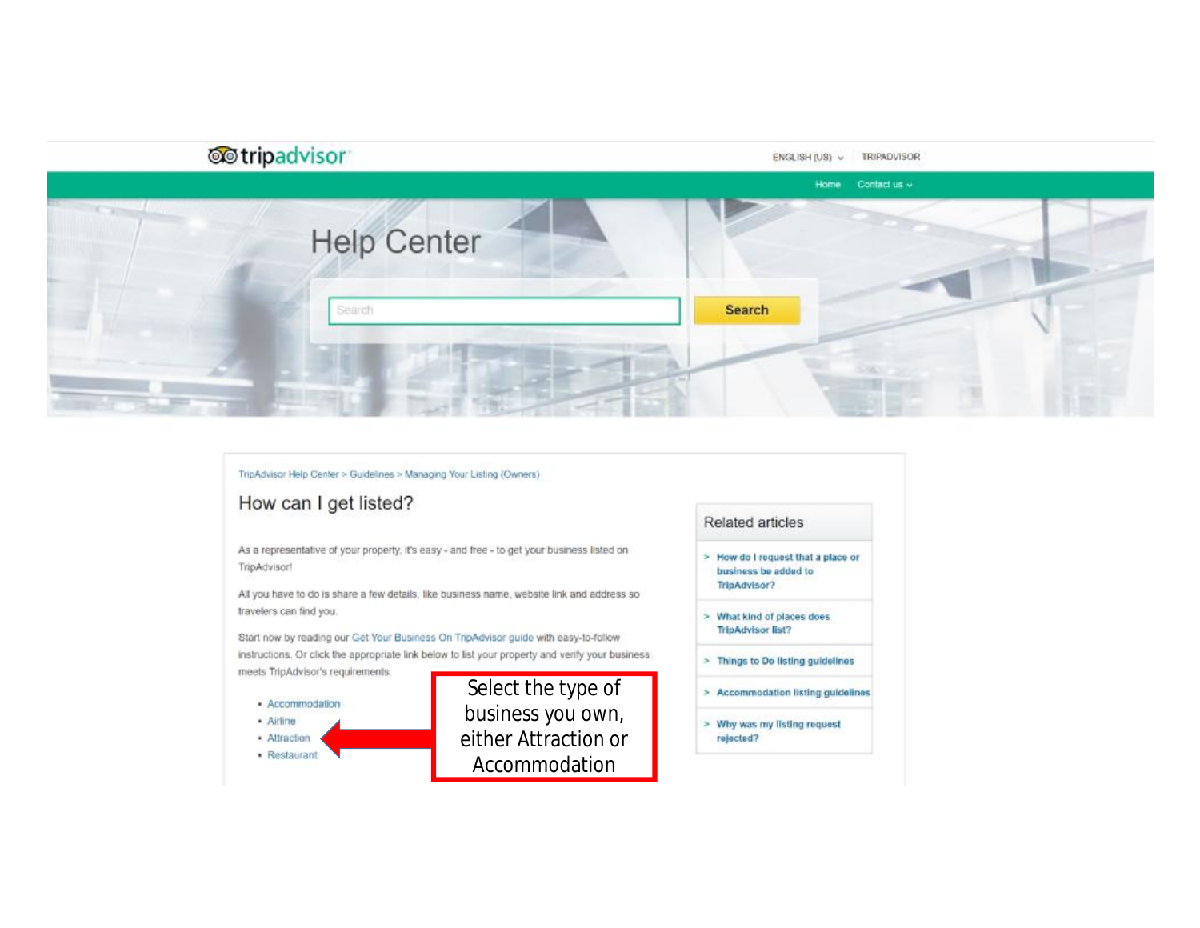tripadvisor

ENGLISH (US) TRIPADVISOR

Home Contact us

# Help Center

Search

TripAdvisor Help Center > Guidelines > Managing Your Listing (Owners)

## How can I get listed?

As a representative of your property, it's easy - and free - to get your business listed on TripAdvisor!

All you have to do is share a few details, like business name, website link and address so travelers can find you.

Start now by reading our Get Your Business On TripAdvisor guide with easy-to-follow instructions. Or click the appropriate link below to list your property and verify your business meets TripAdvisor's requirements.

- Accommodation
- Airline
- Attraction
- Restaurant

Select the type of business you own, either Attraction or Accommodation

### Related articles

- How do I request that a place or business be added to TripAdvisor?
- What kind of places does TripAdvisor list?
- Things to Do listing guidelines
- Accommodation listing guidelines
- Why was my listing request rejected?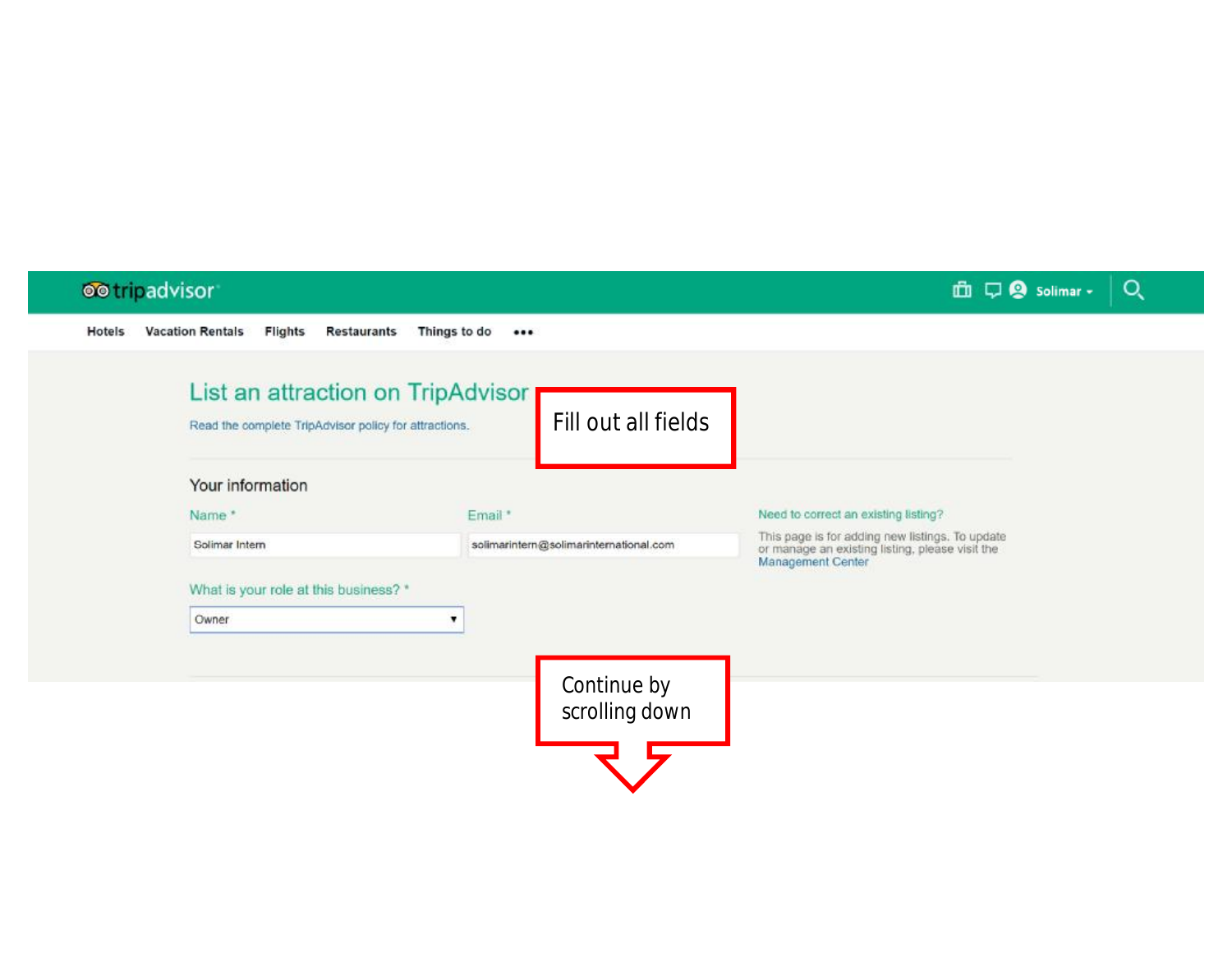Fill out all fields

tripadvisor

Hotels Vacation Rentals Flights Restaurants Things to do •••

Solimar

## List an attraction on TripAdvisor

Read the complete TripAdvisor policy for attractions.

### Your information

Name *

Solimar Intern

Email *

solimarintern@solimarinternational.com

What is your role at this business? *

Owner

Need to correct an existing listing?

This page is for adding new listings. To update or manage an existing listing, please visit the Management Center

Continue by scrolling down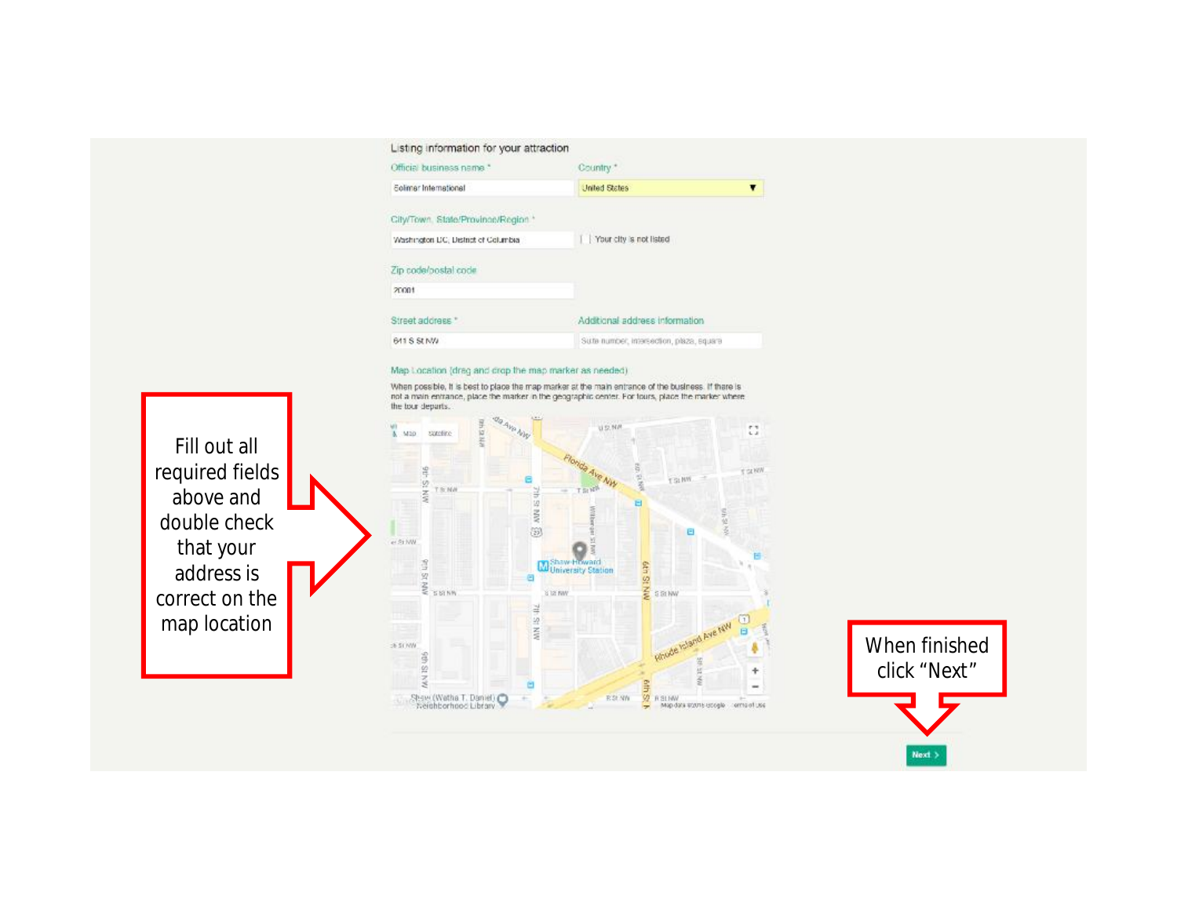Listing information for your attraction

Official business name *

Solimar International

Country *

United States

City/Town, State/Province/Region *

Washington DC, District of Columbia

Your city is not listed

Zip code/postal code

20001

Street address *

641 S St NW

Additional address information

Suite number, intersection, plaza, square

Map Location (drag and drop the map marker as needed)

When possible, it is best to place the map marker at the main entrance of the business. If there is not a main entrance, place the marker in the geographic center. For tours, place the marker where the tour departs.

Fill out all required fields above and double check that your address is correct on the map location

When finished click "Next"

Next >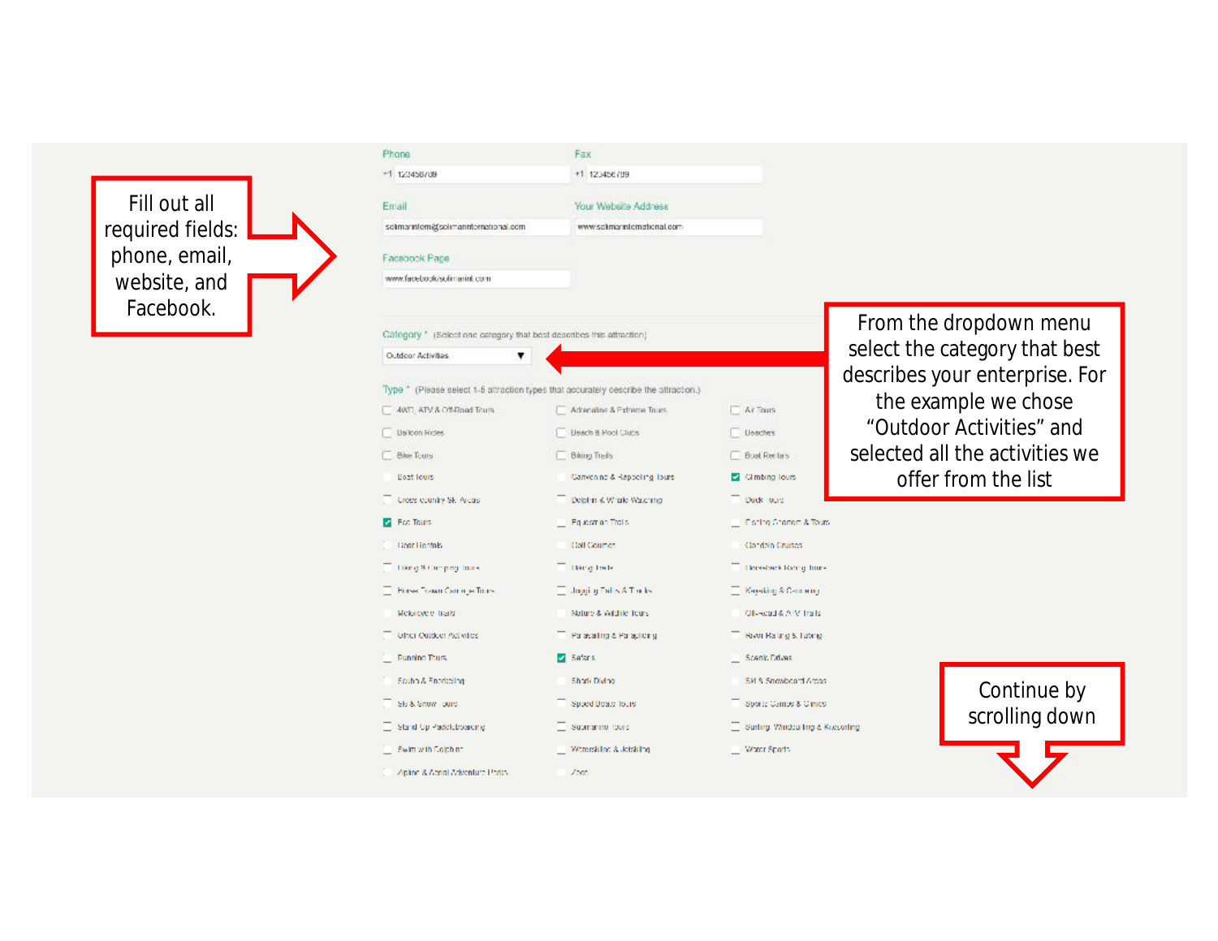Fill out all required fields: phone, email, website, and Facebook.

Phone
+1 123456789

Fax
+1 123456789

Email
solmarintlcm@solmarinternational.com

Your Website Address
www.solmarinternational.com

Facebook Page
www.facebook/solmarintl.com

From the dropdown menu select the category that best describes your enterprise. For the example we chose "Outdoor Activities" and selected all the activities we offer from the list

Category * (Select one category that best describes this attraction)
Outdoor Activities

Type * (Please select 1-5 attraction types that accurately describe the attraction.)

- [ ] 4WD, ATV & Off-Road Tours
- [ ] Adrenaline & Extreme Tours
- [ ] Air Tours
- [ ] Balloon Rides
- [ ] Beach & Pool Clubs
- [ ] Beaches
- [ ] Bike Tours
- [ ] Biking Trails
- [ ] Boat Rentals
- [ ] Boat Tours
- [ ] Canyoning & Rappelling Tours
- [x] Climbing Tours
- [ ] Cross-country Ski Areas
- [ ] Dolphin & Whale Watching
- [ ] Duck Tours
- [x] Eco Tours
- [ ] Equestrian Trails
- [ ] Fishing Charters & Tours
- [ ] Gear Rentals
- [ ] Golf Courses
- [ ] Gondola Cruises
- [ ] Hiking & Camping Tours
- [ ] Hiking Trails
- [ ] Horseback Riding Tours
- [ ] Horse-Drawn Carriage Tours
- [ ] Jogging Paths & Tracks
- [ ] Kayaking & Canoeing
- [ ] Motorcycle Trails
- [ ] Nature & Wildlife Tours
- [ ] Off-Road & ATV Trails
- [ ] Other Outdoor Activities
- [ ] Parasailing & Paragliding
- [ ] River Rafting & Tubing
- [ ] Running Tours
- [x] Safaris
- [ ] Scenic Drives
- [ ] Scuba & Snorkeling
- [ ] Shark Diving
- [ ] Ski & Snowboard Areas
- [ ] Ski & Snow Tours
- [ ] Speed Boats Tours
- [ ] Sports Camps & Clinics
- [ ] Stand Up Paddleboarding
- [ ] Submarine Tours
- [ ] Surfing, Windsurfing & Kitesurfing
- [ ] Swim with Dolphins
- [ ] Waterskiing & Jetskiing
- [ ] Water Sports
- [ ] Zipline & Aerial Adventure Parks
- [ ] Zoos

Continue by scrolling down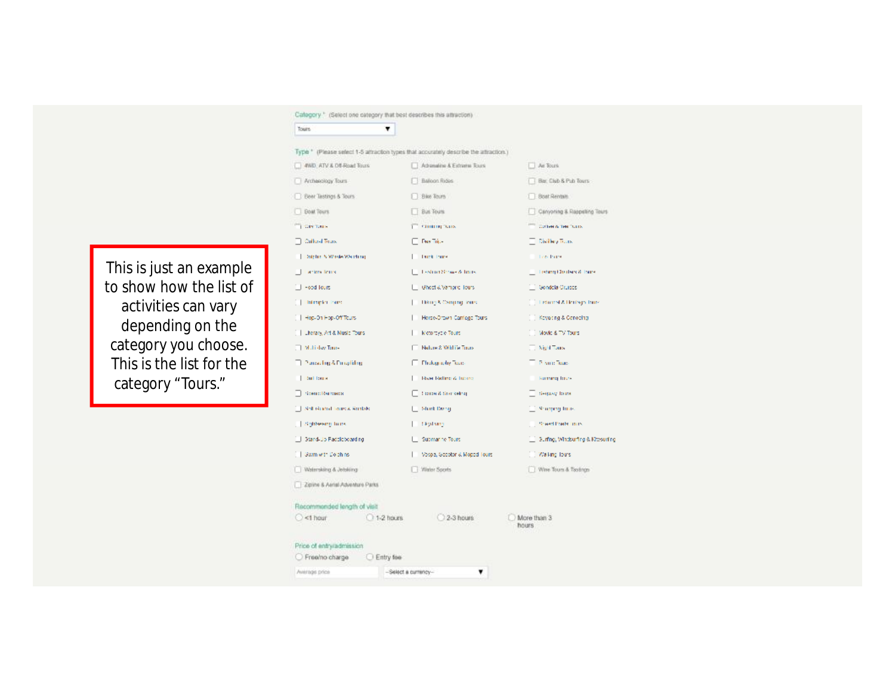Category * (Select one category that best describes this attraction)

Tours

Type * (Please select 1-5 attraction types that accurately describe the attraction.)

- 4WD, ATV & Off-Road Tours
- Adrenaline & Extreme Tours
- Air Tours
- Archaeology Tours
- Balloon Rides
- Bar, Club & Pub Tours
- Beer Tastings & Tours
- Bike Tours
- Boat Rentals
- Boat Tours
- Bus Tours
- Canyoning & Rappelling Tours
- City Tours
- Climbing Tours
- Coffee & Tea Tours
- Cultural Tours
- Day Trips
- Distillery Tours
- Dolphin & Whale Watching
- Duck Tours
- Eco Tours
- Private Tours
- Food Tours
- Ghost & Vampire Tours
- Gondola Cruises
- Helicopter Tours
- Hiking & Camping Tours
- Historical & Heritage Tours
- Hop-On Hop-Off Tours
- Horse-Drawn Carriage Tours
- Kayaking & Canoeing
- Literary, Art & Music Tours
- Motorcycle Tours
- Movie & TV Tours
- Multi-day Tours
- Nature & Wildlife Tours
- Night Tours
- Parasailing & Paragliding
- Photography Tours
- Private Tours
- Rail Tours
- Scenic Drives
- Scuba & Snorkeling
- Segway Tours
- Self-Guided Tours & Rentals
- Shark Diving
- Shopping Tours
- Sightseeing Tours
- Skydiving
- Street Food Tours
- Stand-Up Paddleboarding
- Submarine Tours
- Surfing, Windsurfing & Kitesurfing
- Swim with Dolphins
- Vespa, Scooter & Moped Tours
- Walking Tours
- Waterskiing & Jetskiing
- Water Sports
- Wine Tours & Tastings
- Zipline & Aerial Adventure Parks

Recommended length of visit

- <1 hour
- 1-2 hours
- 2-3 hours
- More than 3 hours

Price of entry/admission

- Free/no charge
- Entry fee

Average price | --Select a currency--

This is just an example to show how the list of activities can vary depending on the category you choose. This is the list for the category "Tours."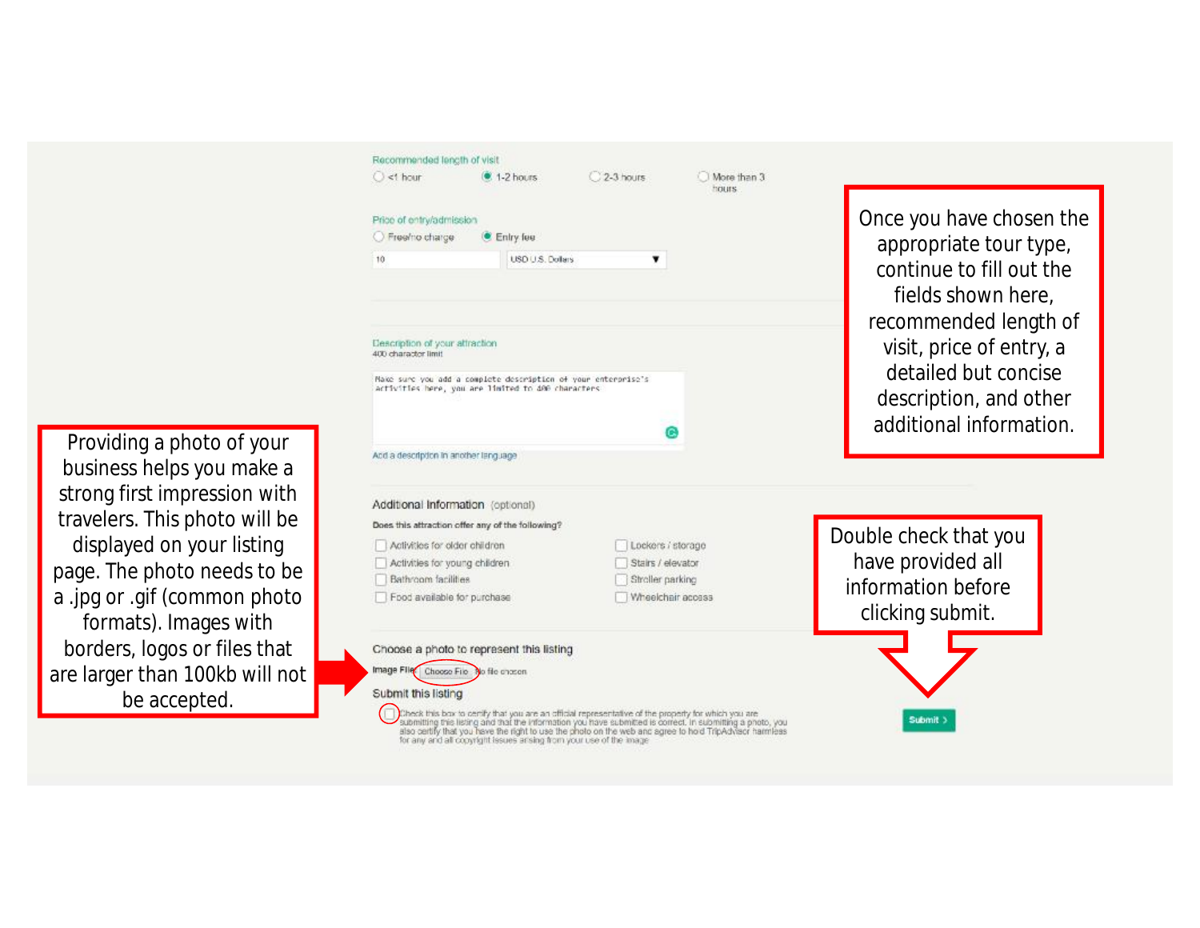Once you have chosen the appropriate tour type, continue to fill out the fields shown here, recommended length of visit, price of entry, a detailed but concise description, and other additional information.

Recommended length of visit

- <1 hour
- 1-2 hours
- 2-3 hours
- More than 3 hours

Price of entry/admission

- Free/no charge
- Entry fee

10 | USD U.S. Dollars

Description of your attraction
400 character limit

Make sure you add a complete description of your enterprise's activities here, you are limited to 400 characters

Add a description in another language

Additional Information (optional)

Does this attraction offer any of the following?

- Activities for older children
- Activities for young children
- Bathroom facilities
- Food available for purchase
- Lockers / storage
- Stairs / elevator
- Stroller parking
- Wheelchair access

Double check that you have provided all information before clicking submit.

Providing a photo of your business helps you make a strong first impression with travelers. This photo will be displayed on your listing page. The photo needs to be a .jpg or .gif (common photo formats). Images with borders, logos or files that are larger than 100kb will not be accepted.

Choose a photo to represent this listing

Image File: Choose File No file chosen

Submit this listing

Check this box to certify that you are an official representative of the property for which you are submitting this listing and that the information you have submitted is correct. In submitting a photo, you also certify that you have the right to use the photo on the web and agree to hold TripAdvisor harmless for any and all copyright issues arising from your use of the image.

Submit >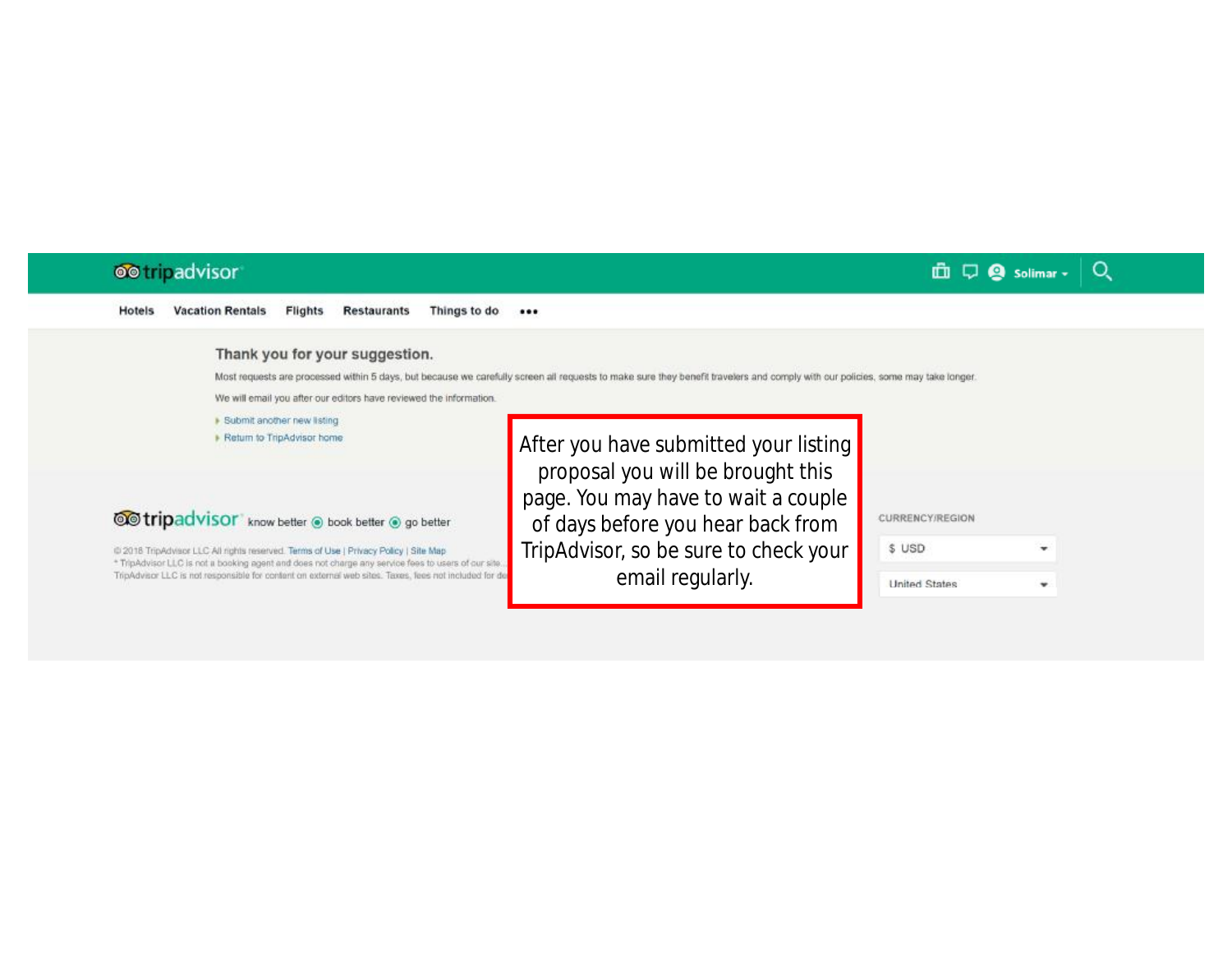Thank you for your suggestion.

Most requests are processed within 5 days, but because we carefully screen all requests to make sure they benefit travelers and comply with our policies, some may take longer.

We will email you after our editors have reviewed the information.

- Submit another new listing
- Return to TripAdvisor home

After you have submitted your listing proposal you will be brought this page. You may have to wait a couple of days before you hear back from TripAdvisor, so be sure to check your email regularly.